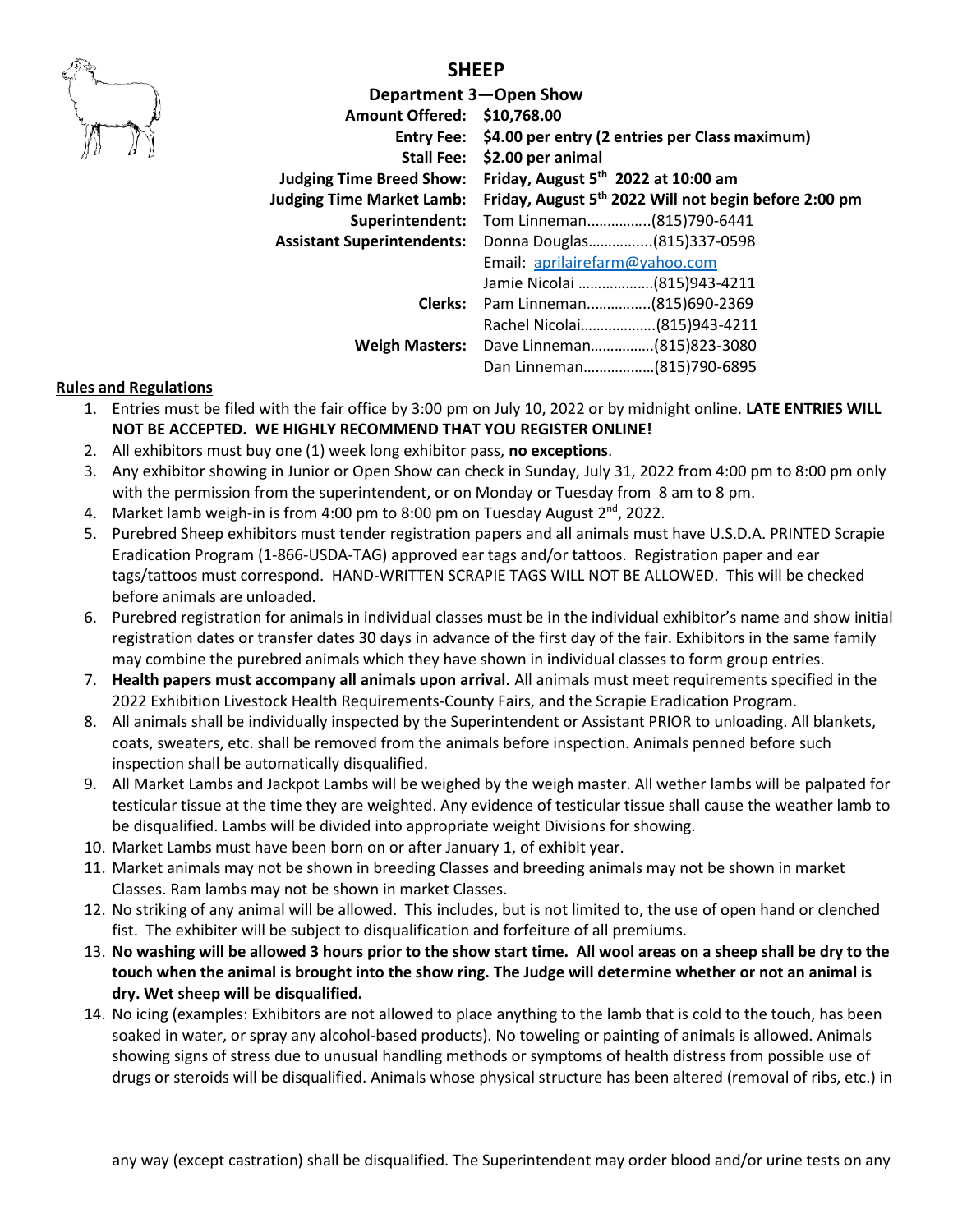# SHEEP

## Department 3—Open Show

| | |
|---|---|
| **Amount Offered:** | **$10,768.00** |
| **Entry Fee:** | **$4.00 per entry (2 entries per Class maximum)** |
| **Stall Fee:** | **$2.00 per animal** |
| **Judging Time Breed Show:** | **Friday, August 5th 2022 at 10:00 am** |
| **Judging Time Market Lamb:** | **Friday, August 5th 2022 Will not begin before 2:00 pm** |
| **Superintendent:** | Tom Linneman…………….(815)790-6441 |
| **Assistant Superintendents:** | Donna Douglas…………....(815)337-0598 |
| | Email: aprilairefarm@yahoo.com |
| | Jamie Nicolai ……………….(815)943-4211 |
| **Clerks:** | Pam Linneman…………….(815)690-2369 |
| | Rachel Nicolai……………….(815)943-4211 |
| **Weigh Masters:** | Dave Linneman…………….(815)823-3080 |
| | Dan Linneman………………(815)790-6895 |

**Rules and Regulations**

1. Entries must be filed with the fair office by 3:00 pm on July 10, 2022 or by midnight online. **LATE ENTRIES WILL NOT BE ACCEPTED. WE HIGHLY RECOMMEND THAT YOU REGISTER ONLINE!**
2. All exhibitors must buy one (1) week long exhibitor pass, **no exceptions**.
3. Any exhibitor showing in Junior or Open Show can check in Sunday, July 31, 2022 from 4:00 pm to 8:00 pm only with the permission from the superintendent, or on Monday or Tuesday from 8 am to 8 pm.
4. Market lamb weigh-in is from 4:00 pm to 8:00 pm on Tuesday August 2nd, 2022.
5. Purebred Sheep exhibitors must tender registration papers and all animals must have U.S.D.A. PRINTED Scrapie Eradication Program (1-866-USDA-TAG) approved ear tags and/or tattoos. Registration paper and ear tags/tattoos must correspond. HAND-WRITTEN SCRAPIE TAGS WILL NOT BE ALLOWED. This will be checked before animals are unloaded.
6. Purebred registration for animals in individual classes must be in the individual exhibitor's name and show initial registration dates or transfer dates 30 days in advance of the first day of the fair. Exhibitors in the same family may combine the purebred animals which they have shown in individual classes to form group entries.
7. **Health papers must accompany all animals upon arrival.** All animals must meet requirements specified in the 2022 Exhibition Livestock Health Requirements-County Fairs, and the Scrapie Eradication Program.
8. All animals shall be individually inspected by the Superintendent or Assistant PRIOR to unloading. All blankets, coats, sweaters, etc. shall be removed from the animals before inspection. Animals penned before such inspection shall be automatically disqualified.
9. All Market Lambs and Jackpot Lambs will be weighed by the weigh master. All wether lambs will be palpated for testicular tissue at the time they are weighted. Any evidence of testicular tissue shall cause the weather lamb to be disqualified. Lambs will be divided into appropriate weight Divisions for showing.
10. Market Lambs must have been born on or after January 1, of exhibit year.
11. Market animals may not be shown in breeding Classes and breeding animals may not be shown in market Classes. Ram lambs may not be shown in market Classes.
12. No striking of any animal will be allowed. This includes, but is not limited to, the use of open hand or clenched fist. The exhibiter will be subject to disqualification and forfeiture of all premiums.
13. **No washing will be allowed 3 hours prior to the show start time. All wool areas on a sheep shall be dry to the touch when the animal is brought into the show ring. The Judge will determine whether or not an animal is dry. Wet sheep will be disqualified.**
14. No icing (examples: Exhibitors are not allowed to place anything to the lamb that is cold to the touch, has been soaked in water, or spray any alcohol-based products). No toweling or painting of animals is allowed. Animals showing signs of stress due to unusual handling methods or symptoms of health distress from possible use of drugs or steroids will be disqualified. Animals whose physical structure has been altered (removal of ribs, etc.) in any way (except castration) shall be disqualified. The Superintendent may order blood and/or urine tests on any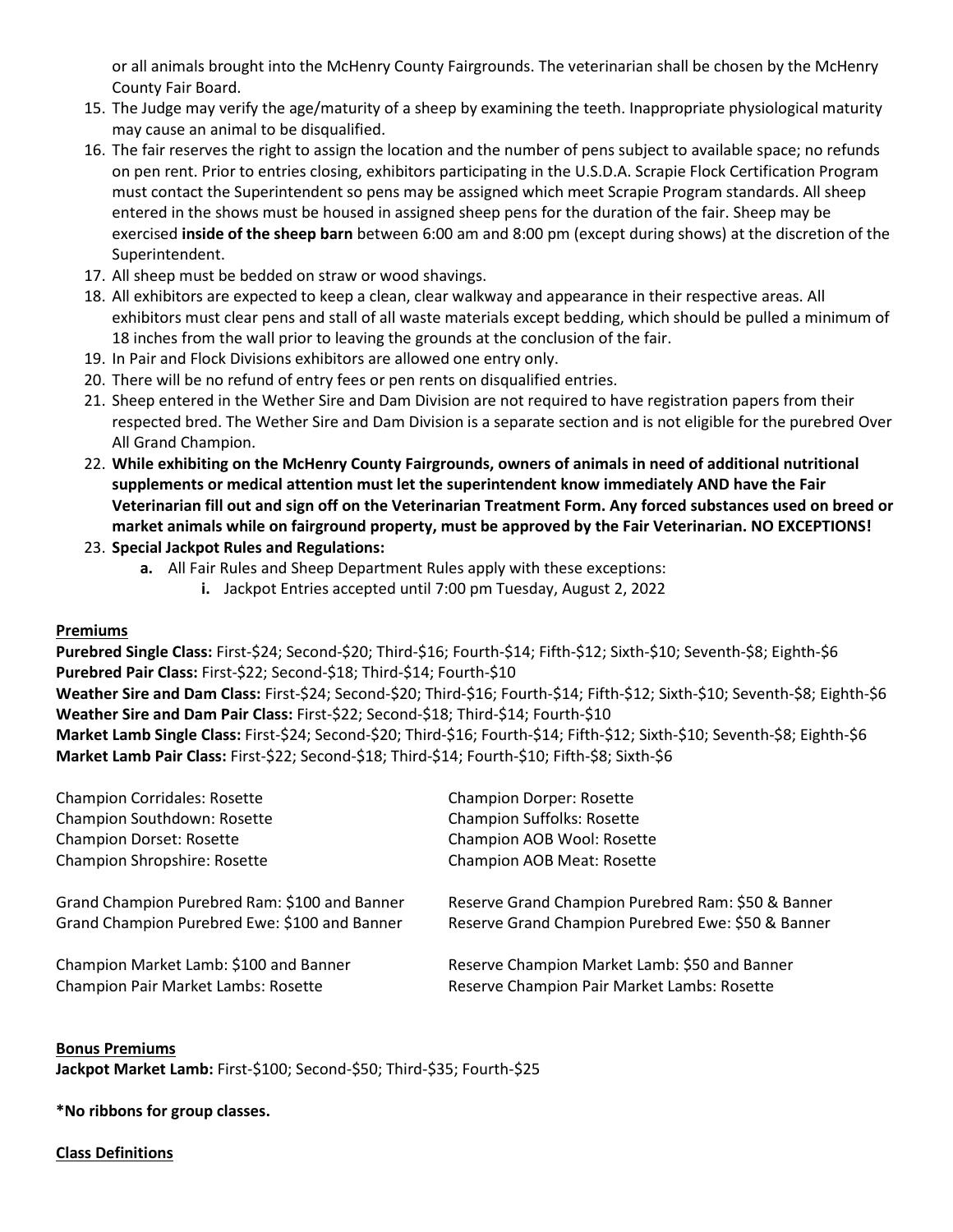or all animals brought into the McHenry County Fairgrounds. The veterinarian shall be chosen by the McHenry County Fair Board.

15. The Judge may verify the age/maturity of a sheep by examining the teeth. Inappropriate physiological maturity may cause an animal to be disqualified.
16. The fair reserves the right to assign the location and the number of pens subject to available space; no refunds on pen rent. Prior to entries closing, exhibitors participating in the U.S.D.A. Scrapie Flock Certification Program must contact the Superintendent so pens may be assigned which meet Scrapie Program standards. All sheep entered in the shows must be housed in assigned sheep pens for the duration of the fair. Sheep may be exercised **inside of the sheep barn** between 6:00 am and 8:00 pm (except during shows) at the discretion of the Superintendent.
17. All sheep must be bedded on straw or wood shavings.
18. All exhibitors are expected to keep a clean, clear walkway and appearance in their respective areas. All exhibitors must clear pens and stall of all waste materials except bedding, which should be pulled a minimum of 18 inches from the wall prior to leaving the grounds at the conclusion of the fair.
19. In Pair and Flock Divisions exhibitors are allowed one entry only.
20. There will be no refund of entry fees or pen rents on disqualified entries.
21. Sheep entered in the Wether Sire and Dam Division are not required to have registration papers from their respected bred. The Wether Sire and Dam Division is a separate section and is not eligible for the purebred Over All Grand Champion.
22. **While exhibiting on the McHenry County Fairgrounds, owners of animals in need of additional nutritional supplements or medical attention must let the superintendent know immediately AND have the Fair Veterinarian fill out and sign off on the Veterinarian Treatment Form. Any forced substances used on breed or market animals while on fairground property, must be approved by the Fair Veterinarian. NO EXCEPTIONS!**
23. **Special Jackpot Rules and Regulations:**
    a. All Fair Rules and Sheep Department Rules apply with these exceptions:
        i. Jackpot Entries accepted until 7:00 pm Tuesday, August 2, 2022

## Premiums

**Purebred Single Class:** First-$24; Second-$20; Third-$16; Fourth-$14; Fifth-$12; Sixth-$10; Seventh-$8; Eighth-$6
**Purebred Pair Class:** First-$22; Second-$18; Third-$14; Fourth-$10
**Weather Sire and Dam Class:** First-$24; Second-$20; Third-$16; Fourth-$14; Fifth-$12; Sixth-$10; Seventh-$8; Eighth-$6
**Weather Sire and Dam Pair Class:** First-$22; Second-$18; Third-$14; Fourth-$10
**Market Lamb Single Class:** First-$24; Second-$20; Third-$16; Fourth-$14; Fifth-$12; Sixth-$10; Seventh-$8; Eighth-$6
**Market Lamb Pair Class:** First-$22; Second-$18; Third-$14; Fourth-$10; Fifth-$8; Sixth-$6

Champion Corridales: Rosette
Champion Southdown: Rosette
Champion Dorset: Rosette
Champion Shropshire: Rosette
Champion Dorper: Rosette
Champion Suffolks: Rosette
Champion AOB Wool: Rosette
Champion AOB Meat: Rosette

Grand Champion Purebred Ram: $100 and Banner
Grand Champion Purebred Ewe: $100 and Banner
Reserve Grand Champion Purebred Ram: $50 & Banner
Reserve Grand Champion Purebred Ewe: $50 & Banner

Champion Market Lamb: $100 and Banner
Champion Pair Market Lambs: Rosette
Reserve Champion Market Lamb: $50 and Banner
Reserve Champion Pair Market Lambs: Rosette

## Bonus Premiums

**Jackpot Market Lamb:** First-$100; Second-$50; Third-$35; Fourth-$25

**\*No ribbons for group classes.**

## Class Definitions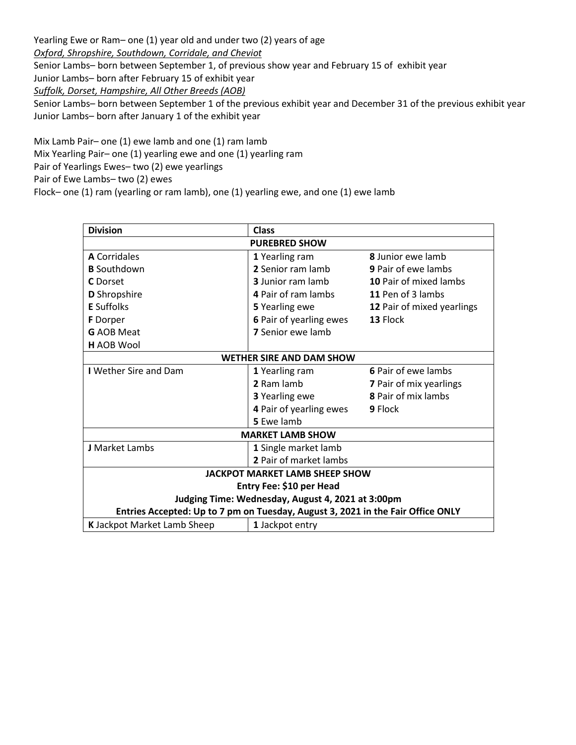Yearling Ewe or Ram– one (1) year old and under two (2) years of age

*Oxford, Shropshire, Southdown, Corridale, and Cheviot*

Senior Lambs– born between September 1, of previous show year and February 15 of exhibit year

Junior Lambs– born after February 15 of exhibit year

*Suffolk, Dorset, Hampshire, All Other Breeds (AOB)*

Senior Lambs– born between September 1 of the previous exhibit year and December 31 of the previous exhibit year

Junior Lambs– born after January 1 of the exhibit year

Mix Lamb Pair– one (1) ewe lamb and one (1) ram lamb

Mix Yearling Pair– one (1) yearling ewe and one (1) yearling ram

Pair of Yearlings Ewes– two (2) ewe yearlings

Pair of Ewe Lambs– two (2) ewes

Flock– one (1) ram (yearling or ram lamb), one (1) yearling ewe, and one (1) ewe lamb

| Division | Class | |
|---|---|---|
| **PUREBRED SHOW** | | |
| **A** Corridales | **1** Yearling ram | **8** Junior ewe lamb |
| **B** Southdown | **2** Senior ram lamb | **9** Pair of ewe lambs |
| **C** Dorset | **3** Junior ram lamb | **10** Pair of mixed lambs |
| **D** Shropshire | **4** Pair of ram lambs | **11** Pen of 3 lambs |
| **E** Suffolks | **5** Yearling ewe | **12** Pair of mixed yearlings |
| **F** Dorper | **6** Pair of yearling ewes | **13** Flock |
| **G** AOB Meat | **7** Senior ewe lamb | |
| **H** AOB Wool | | |
| **WETHER SIRE AND DAM SHOW** | | |
| **I** Wether Sire and Dam | **1** Yearling ram | **6** Pair of ewe lambs |
| | **2** Ram lamb | **7** Pair of mix yearlings |
| | **3** Yearling ewe | **8** Pair of mix lambs |
| | **4** Pair of yearling ewes | **9** Flock |
| | **5** Ewe lamb | |
| **MARKET LAMB SHOW** | | |
| **J** Market Lambs | **1** Single market lamb | |
| | **2** Pair of market lambs | |
| **JACKPOT MARKET LAMB SHEEP SHOW**<br>**Entry Fee: $10 per Head**<br>**Judging Time: Wednesday, August 4, 2021 at 3:00pm**<br>**Entries Accepted: Up to 7 pm on Tuesday, August 3, 2021 in the Fair Office ONLY** | | |
| **K** Jackpot Market Lamb Sheep | **1** Jackpot entry | |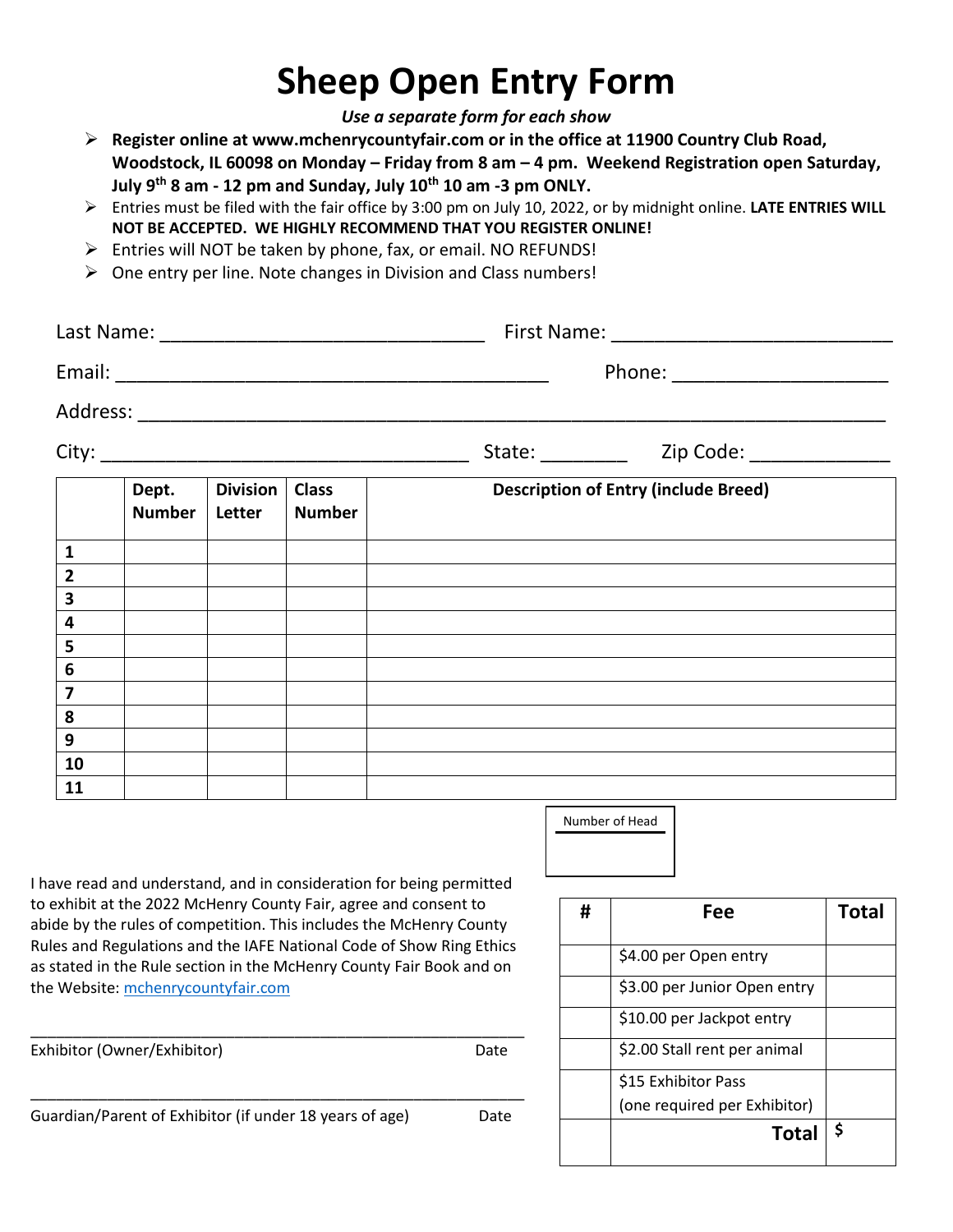# Sheep Open Entry Form

*Use a separate form for each show*

- **Register online at www.mchenrycountyfair.com or in the office at 11900 Country Club Road, Woodstock, IL 60098 on Monday – Friday from 8 am – 4 pm. Weekend Registration open Saturday, July 9th 8 am - 12 pm and Sunday, July 10th 10 am -3 pm ONLY.**
- Entries must be filed with the fair office by 3:00 pm on July 10, 2022, or by midnight online. **LATE ENTRIES WILL NOT BE ACCEPTED. WE HIGHLY RECOMMEND THAT YOU REGISTER ONLINE!**
- Entries will NOT be taken by phone, fax, or email. NO REFUNDS!
- One entry per line. Note changes in Division and Class numbers!

Last Name: ______________________________ First Name: __________________________

Email: ________________________________________ Phone: ____________________

Address: ______________________________________________________________________

City: __________________________________ State: ________ Zip Code: _____________

| | Dept. Number | Division Letter | Class Number | Description of Entry (include Breed) |
|---|---|---|---|---|
| **1** | | | | |
| **2** | | | | |
| **3** | | | | |
| **4** | | | | |
| **5** | | | | |
| **6** | | | | |
| **7** | | | | |
| **8** | | | | |
| **9** | | | | |
| **10** | | | | |
| **11** | | | | |

| Number of Head |
|---|
| |

I have read and understand, and in consideration for being permitted to exhibit at the 2022 McHenry County Fair, agree and consent to abide by the rules of competition. This includes the McHenry County Rules and Regulations and the IAFE National Code of Show Ring Ethics as stated in the Rule section in the McHenry County Fair Book and on the Website: mchenrycountyfair.com

___________________________________________________________

Exhibitor (Owner/Exhibitor) Date

___________________________________________________________

Guardian/Parent of Exhibitor (if under 18 years of age) Date

| # | Fee | Total |
|---|---|---|
| | $4.00 per Open entry | |
| | $3.00 per Junior Open entry | |
| | $10.00 per Jackpot entry | |
| | $2.00 Stall rent per animal | |
| | $15 Exhibitor Pass (one required per Exhibitor) | |
| | **Total** | $ |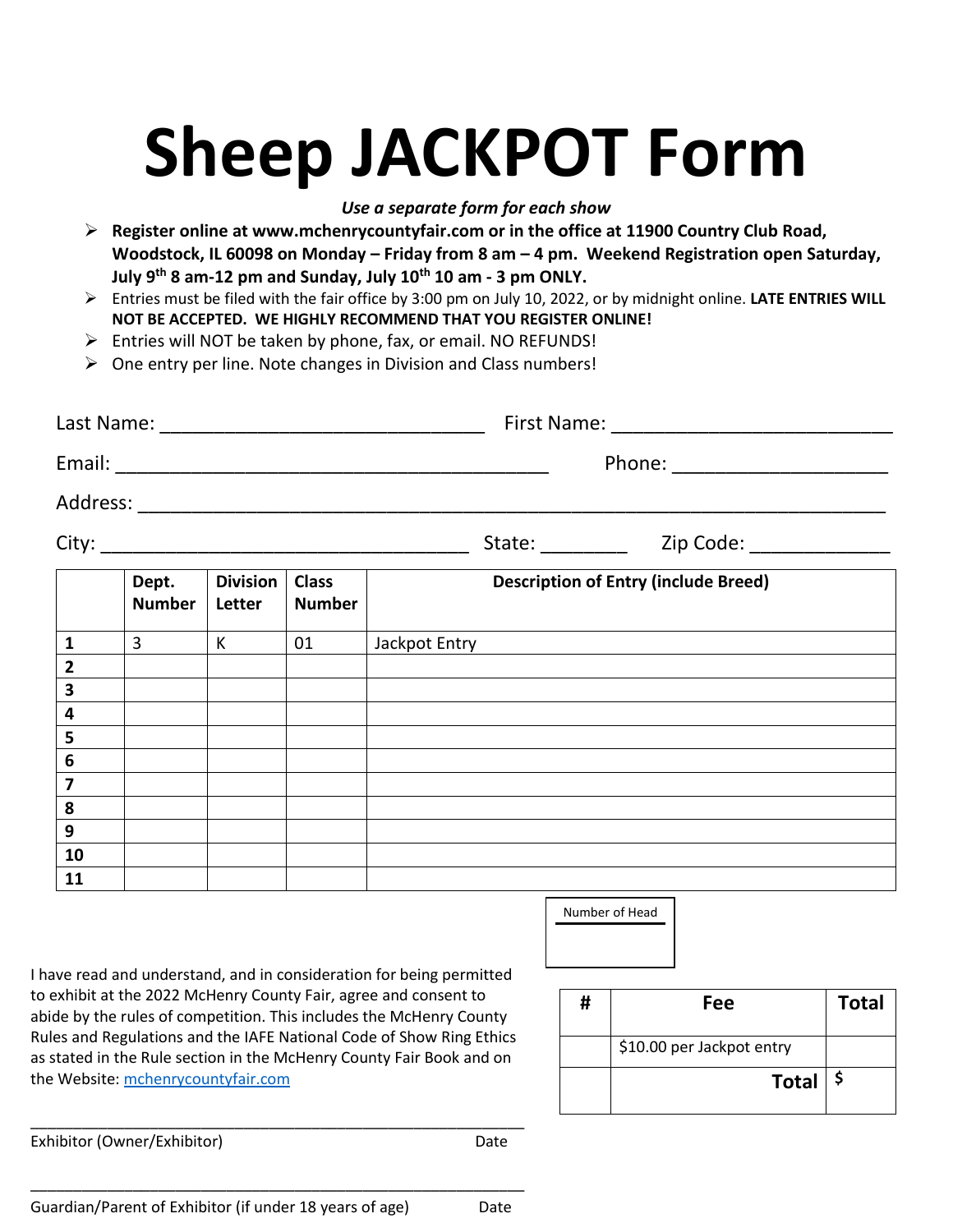# Sheep JACKPOT Form

*Use a separate form for each show*

- **Register online at www.mchenrycountyfair.com or in the office at 11900 Country Club Road, Woodstock, IL 60098 on Monday – Friday from 8 am – 4 pm. Weekend Registration open Saturday, July 9th 8 am-12 pm and Sunday, July 10th 10 am - 3 pm ONLY.**
- Entries must be filed with the fair office by 3:00 pm on July 10, 2022, or by midnight online. **LATE ENTRIES WILL NOT BE ACCEPTED. WE HIGHLY RECOMMEND THAT YOU REGISTER ONLINE!**
- Entries will NOT be taken by phone, fax, or email. NO REFUNDS!
- One entry per line. Note changes in Division and Class numbers!

Last Name: ______________________________ First Name: __________________________

Email: ________________________________________ Phone: ____________________

Address: ______________________________________________________________________

City: ___________________________________ State: ________ Zip Code: _____________

| | Dept. Number | Division Letter | Class Number | Description of Entry (include Breed) |
|---|---|---|---|---|
| **1** | 3 | K | 01 | Jackpot Entry |
| **2** | | | | |
| **3** | | | | |
| **4** | | | | |
| **5** | | | | |
| **6** | | | | |
| **7** | | | | |
| **8** | | | | |
| **9** | | | | |
| **10** | | | | |
| **11** | | | | |

Number of Head

| # | Fee | Total |
|---|---|---|
| | $10.00 per Jackpot entry | |
| | **Total** | $ |

I have read and understand, and in consideration for being permitted to exhibit at the 2022 McHenry County Fair, agree and consent to abide by the rules of competition. This includes the McHenry County Rules and Regulations and the IAFE National Code of Show Ring Ethics as stated in the Rule section in the McHenry County Fair Book and on the Website: mchenrycountyfair.com

___________________________________________________________

Exhibitor (Owner/Exhibitor) Date

___________________________________________________________

Guardian/Parent of Exhibitor (if under 18 years of age) Date